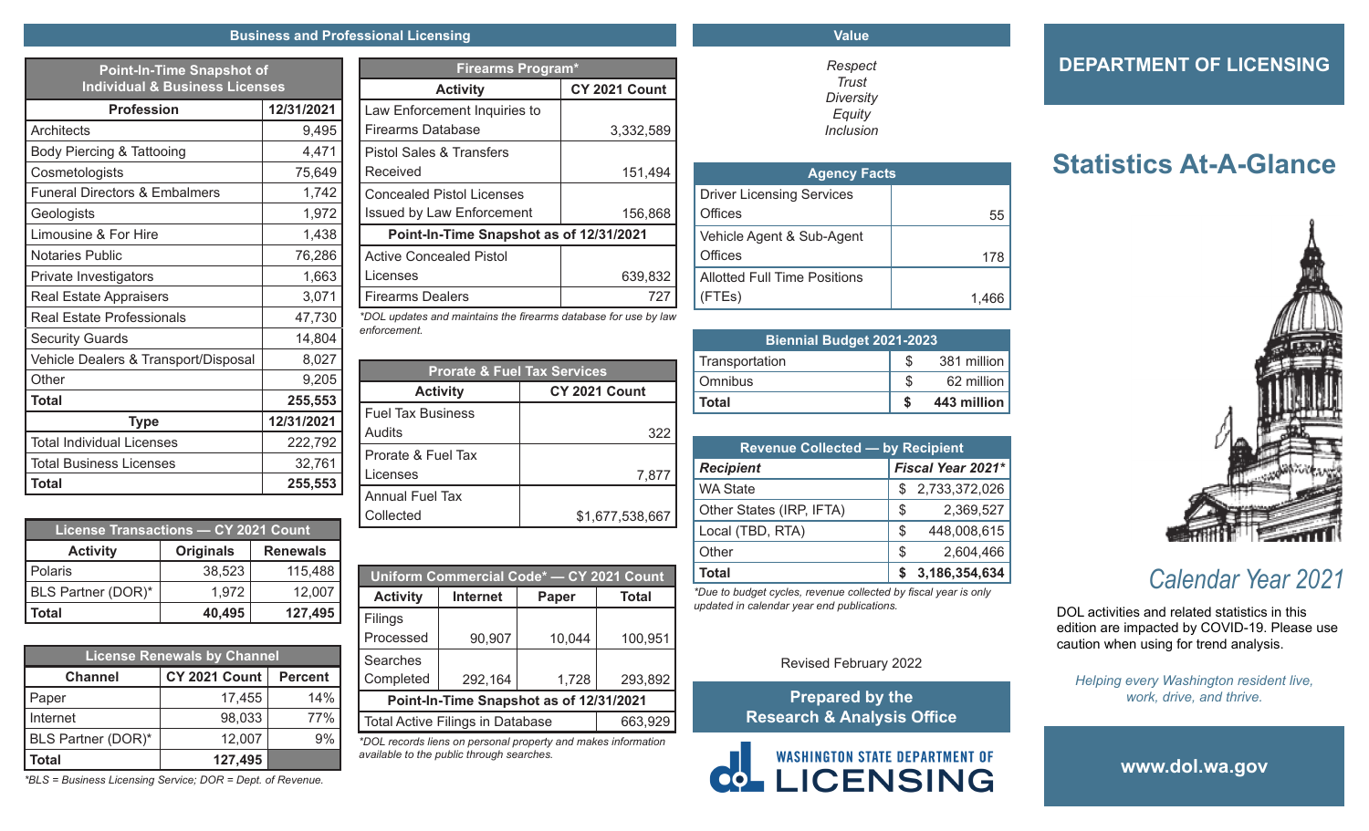## Business and Professional Licensing

| Point-In-Time Snapshot of Individual & Business Licenses | |
|---|---|
| **Profession** | **12/31/2021** |
| Architects | 9,495 |
| Body Piercing & Tattooing | 4,471 |
| Cosmetologists | 75,649 |
| Funeral Directors & Embalmers | 1,742 |
| Geologists | 1,972 |
| Limousine & For Hire | 1,438 |
| Notaries Public | 76,286 |
| Private Investigators | 1,663 |
| Real Estate Appraisers | 3,071 |
| Real Estate Professionals | 47,730 |
| Security Guards | 14,804 |
| Vehicle Dealers & Transport/Disposal | 8,027 |
| Other | 9,205 |
| **Total** | **255,553** |
| **Type** | **12/31/2021** |
| Total Individual Licenses | 222,792 |
| Total Business Licenses | 32,761 |
| **Total** | **255,553** |

| License Transactions — CY 2021 Count | | |
|---|---|---|
| **Activity** | **Originals** | **Renewals** |
| Polaris | 38,523 | 115,488 |
| BLS Partner (DOR)* | 1,972 | 12,007 |
| **Total** | **40,495** | **127,495** |

| License Renewals by Channel | | |
|---|---|---|
| **Channel** | **CY 2021 Count** | **Percent** |
| Paper | 17,455 | 14% |
| Internet | 98,033 | 77% |
| BLS Partner (DOR)* | 12,007 | 9% |
| **Total** | **127,495** | |

*\*BLS = Business Licensing Service; DOR = Dept. of Revenue.*

| Firearms Program* | |
|---|---|
| **Activity** | **CY 2021 Count** |
| Law Enforcement Inquiries to Firearms Database | 3,332,589 |
| Pistol Sales & Transfers Received | 151,494 |
| Concealed Pistol Licenses Issued by Law Enforcement | 156,868 |
| **Point-In-Time Snapshot as of 12/31/2021** | |
| Active Concealed Pistol Licenses | 639,832 |
| Firearms Dealers | 727 |

*\*DOL updates and maintains the firearms database for use by law enforcement.*

| Prorate & Fuel Tax Services | |
|---|---|
| **Activity** | **CY 2021 Count** |
| Fuel Tax Business Audits | 322 |
| Prorate & Fuel Tax Licenses | 7,877 |
| Annual Fuel Tax Collected | $1,677,538,667 |

| Uniform Commercial Code* — CY 2021 Count | | | |
|---|---|---|---|
| **Activity** | **Internet** | **Paper** | **Total** |
| Filings Processed | 90,907 | 10,044 | 100,951 |
| Searches Completed | 292,164 | 1,728 | 293,892 |
| **Point-In-Time Snapshot as of 12/31/2021** | | | |
| Total Active Filings in Database | | | 663,929 |

*\*DOL records liens on personal property and makes information available to the public through searches.*

## Value

*Respect*
*Trust*
*Diversity*
*Equity*
*Inclusion*

| Agency Facts | |
|---|---|
| Driver Licensing Services Offices | 55 |
| Vehicle Agent & Sub-Agent Offices | 178 |
| Allotted Full Time Positions (FTEs) | 1,466 |

| Biennial Budget 2021-2023 | |
|---|---|
| Transportation | $ 381 million |
| Omnibus | $ 62 million |
| **Total** | **$ 443 million** |

| Revenue Collected — by Recipient | |
|---|---|
| ***Recipient*** | ***Fiscal Year 2021**** |
| WA State | $ 2,733,372,026 |
| Other States (IRP, IFTA) | $ 2,369,527 |
| Local (TBD, RTA) | $ 448,008,615 |
| Other | $ 2,604,466 |
| **Total** | **$ 3,186,354,634** |

*\*Due to budget cycles, revenue collected by fiscal year is only updated in calendar year end publications.*

Revised February 2022

**Prepared by the Research & Analysis Office**

WASHINGTON STATE DEPARTMENT OF LICENSING

# DEPARTMENT OF LICENSING

# Statistics At-A-Glance

*Calendar Year 2021*

DOL activities and related statistics in this edition are impacted by COVID-19. Please use caution when using for trend analysis.

*Helping every Washington resident live, work, drive, and thrive.*

**www.dol.wa.gov**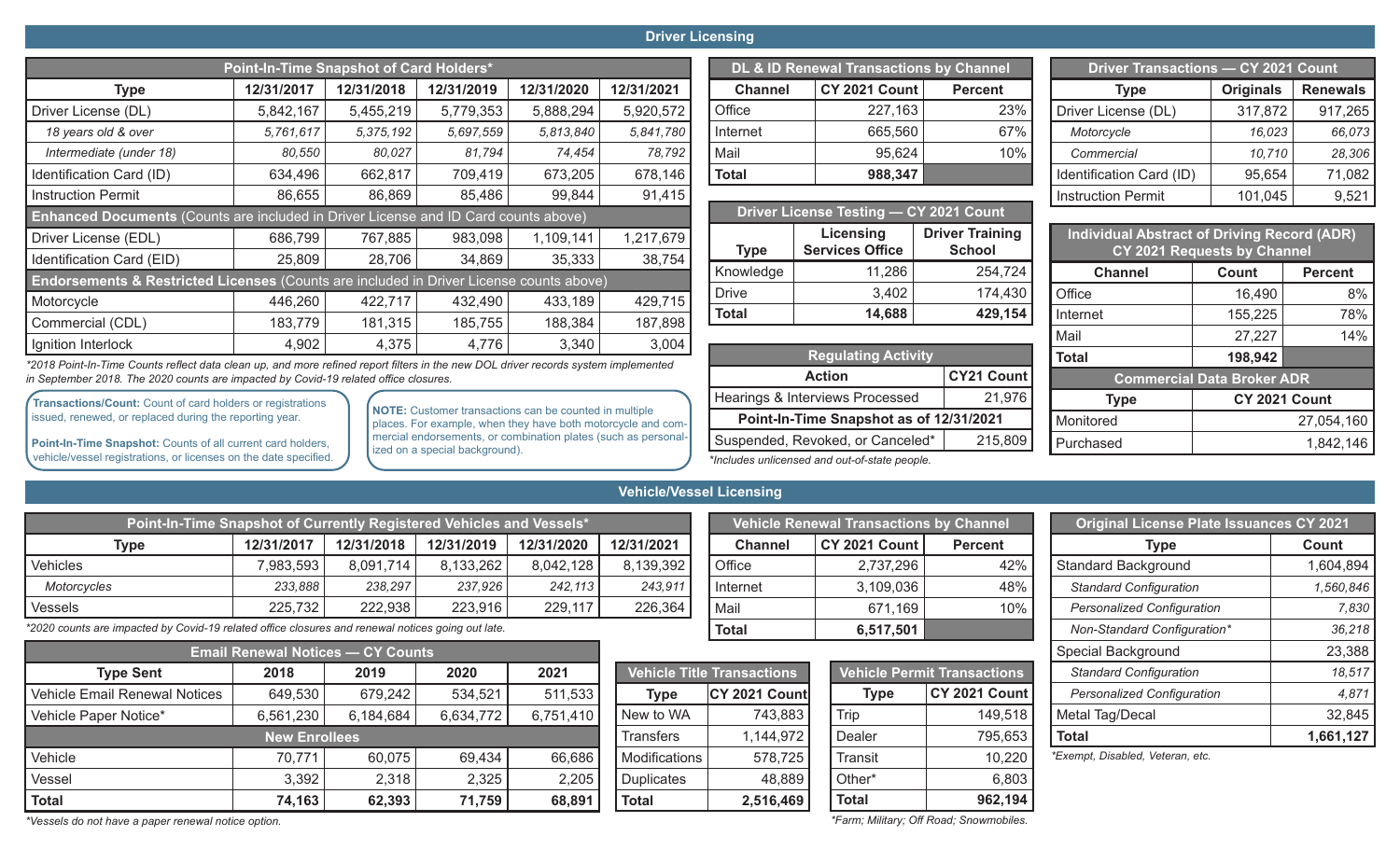# Driver Licensing

### Point-In-Time Snapshot of Card Holders*

| Type | 12/31/2017 | 12/31/2018 | 12/31/2019 | 12/31/2020 | 12/31/2021 |
|---|---|---|---|---|---|
| Driver License (DL) | 5,842,167 | 5,455,219 | 5,779,353 | 5,888,294 | 5,920,572 |
| *18 years old & over* | *5,761,617* | *5,375,192* | *5,697,559* | *5,813,840* | *5,841,780* |
| *Intermediate (under 18)* | *80,550* | *80,027* | *81,794* | *74,454* | *78,792* |
| Identification Card (ID) | 634,496 | 662,817 | 709,419 | 673,205 | 678,146 |
| Instruction Permit | 86,655 | 86,869 | 85,486 | 99,844 | 91,415 |
| **Enhanced Documents** (Counts are included in Driver License and ID Card counts above) | | | | | |
| Driver License (EDL) | 686,799 | 767,885 | 983,098 | 1,109,141 | 1,217,679 |
| Identification Card (EID) | 25,809 | 28,706 | 34,869 | 35,333 | 38,754 |
| **Endorsements & Restricted Licenses** (Counts are included in Driver License counts above) | | | | | |
| Motorcycle | 446,260 | 422,717 | 432,490 | 433,189 | 429,715 |
| Commercial (CDL) | 183,779 | 181,315 | 185,755 | 188,384 | 187,898 |
| Ignition Interlock | 4,902 | 4,375 | 4,776 | 3,340 | 3,004 |

*2018 Point-In-Time Counts reflect data clean up, and more refined report filters in the new DOL driver records system implemented in September 2018. The 2020 counts are impacted by Covid-19 related office closures.*

**Transactions/Count:** Count of card holders or registrations issued, renewed, or replaced during the reporting year.

**Point-In-Time Snapshot:** Counts of all current card holders, vehicle/vessel registrations, or licenses on the date specified.

**NOTE:** Customer transactions can be counted in multiple places. For example, when they have both motorcycle and commercial endorsements, or combination plates (such as personalized on a special background).

### DL & ID Renewal Transactions by Channel

| Channel | CY 2021 Count | Percent |
|---|---|---|
| Office | 227,163 | 23% |
| Internet | 665,560 | 67% |
| Mail | 95,624 | 10% |
| **Total** | **988,347** | |

### Driver License Testing — CY 2021 Count

| Type | Licensing Services Office | Driver Training School |
|---|---|---|
| Knowledge | 11,286 | 254,724 |
| Drive | 3,402 | 174,430 |
| **Total** | **14,688** | **429,154** |

### Regulating Activity

| Action | CY21 Count |
|---|---|
| Hearings & Interviews Processed | 21,976 |
| **Point-In-Time Snapshot as of 12/31/2021** | |
| Suspended, Revoked, or Canceled* | 215,809 |

*Includes unlicensed and out-of-state people.*

### Driver Transactions — CY 2021 Count

| Type | Originals | Renewals |
|---|---|---|
| Driver License (DL) | 317,872 | 917,265 |
| *Motorcycle* | *16,023* | *66,073* |
| *Commercial* | *10,710* | *28,306* |
| Identification Card (ID) | 95,654 | 71,082 |
| Instruction Permit | 101,045 | 9,521 |

### Individual Abstract of Driving Record (ADR) CY 2021 Requests by Channel

| Channel | Count | Percent |
|---|---|---|
| Office | 16,490 | 8% |
| Internet | 155,225 | 78% |
| Mail | 27,227 | 14% |
| **Total** | **198,942** | |

### Commercial Data Broker ADR

| Type | CY 2021 Count |
|---|---|
| Monitored | 27,054,160 |
| Purchased | 1,842,146 |

# Vehicle/Vessel Licensing

### Point-In-Time Snapshot of Currently Registered Vehicles and Vessels*

| Type | 12/31/2017 | 12/31/2018 | 12/31/2019 | 12/31/2020 | 12/31/2021 |
|---|---|---|---|---|---|
| Vehicles | 7,983,593 | 8,091,714 | 8,133,262 | 8,042,128 | 8,139,392 |
| *Motorcycles* | *233,888* | *238,297* | *237,926* | *242,113* | *243,911* |
| Vessels | 225,732 | 222,938 | 223,916 | 229,117 | 226,364 |

*2020 counts are impacted by Covid-19 related office closures and renewal notices going out late.*

### Email Renewal Notices — CY Counts

| Type Sent | 2018 | 2019 | 2020 | 2021 |
|---|---|---|---|---|
| Vehicle Email Renewal Notices | 649,530 | 679,242 | 534,521 | 511,533 |
| Vehicle Paper Notice* | 6,561,230 | 6,184,684 | 6,634,772 | 6,751,410 |
| **New Enrollees** | | | | |
| Vehicle | 70,771 | 60,075 | 69,434 | 66,686 |
| Vessel | 3,392 | 2,318 | 2,325 | 2,205 |
| **Total** | **74,163** | **62,393** | **71,759** | **68,891** |

*Vessels do not have a paper renewal notice option.*

### Vehicle Renewal Transactions by Channel

| Channel | CY 2021 Count | Percent |
|---|---|---|
| Office | 2,737,296 | 42% |
| Internet | 3,109,036 | 48% |
| Mail | 671,169 | 10% |
| **Total** | **6,517,501** | |

### Vehicle Title Transactions

| Type | CY 2021 Count |
|---|---|
| New to WA | 743,883 |
| Transfers | 1,144,972 |
| Modifications | 578,725 |
| Duplicates | 48,889 |
| **Total** | **2,516,469** |

### Vehicle Permit Transactions

| Type | CY 2021 Count |
|---|---|
| Trip | 149,518 |
| Dealer | 795,653 |
| Transit | 10,220 |
| Other* | 6,803 |
| **Total** | **962,194** |

*Farm; Military; Off Road; Snowmobiles.*

### Original License Plate Issuances CY 2021

| Type | Count |
|---|---|
| Standard Background | 1,604,894 |
| *Standard Configuration* | *1,560,846* |
| *Personalized Configuration* | *7,830* |
| *Non-Standard Configuration** | *36,218* |
| Special Background | 23,388 |
| *Standard Configuration* | *18,517* |
| *Personalized Configuration* | *4,871* |
| Metal Tag/Decal | 32,845 |
| **Total** | **1,661,127** |

*Exempt, Disabled, Veteran, etc.*